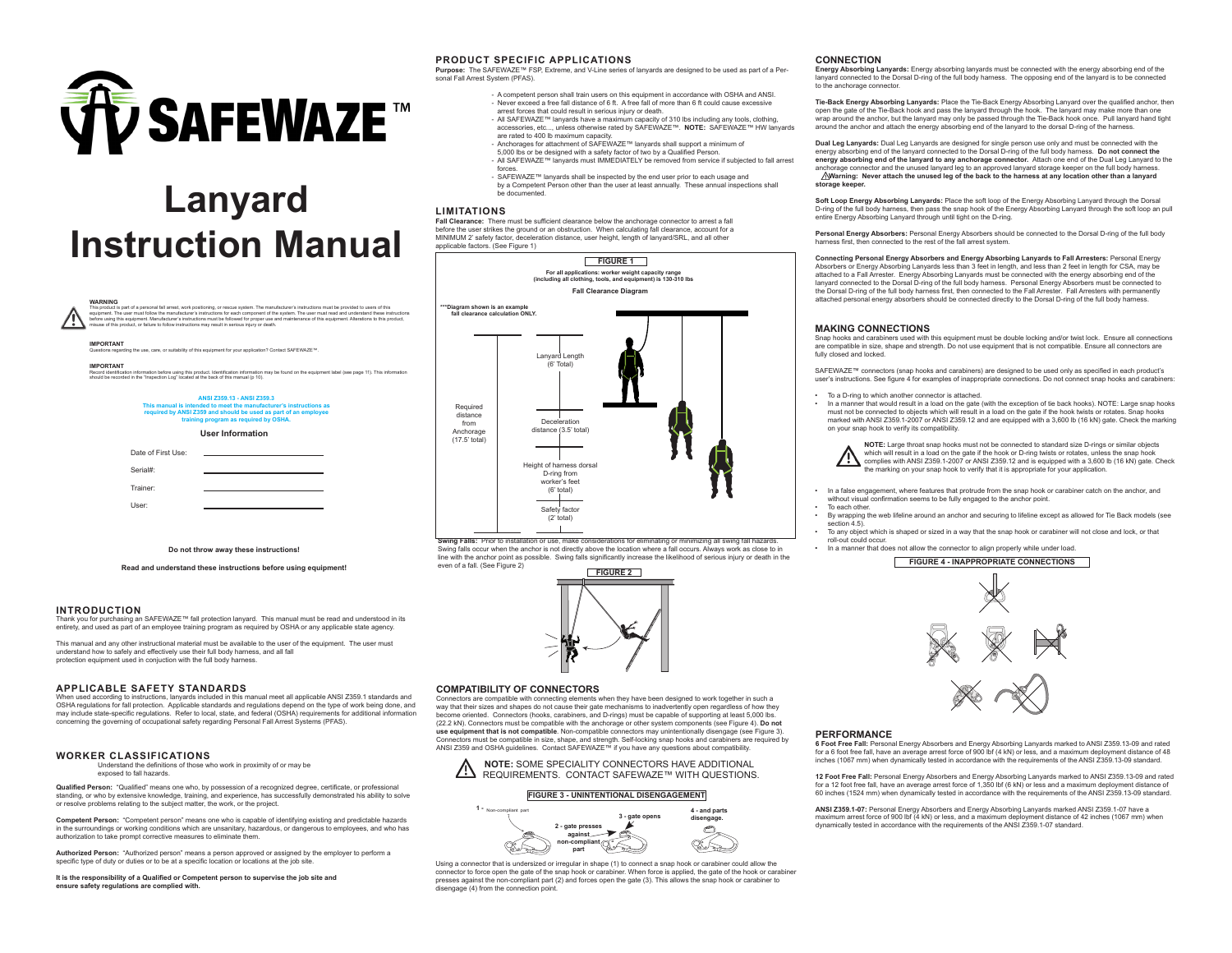# SAFEWAZE™

# Lanyard Instruction Manual

**WARNING**
This product is part of a personal fall arrest, work positioning, or rescue system. The manufacturer's instructions must be provided to users of this equipment. The user must follow the manufacturer's instructions for each component of the system. The user must read and understand these instructions before using this equipment. Manufacturer's instructions must be followed for proper use and maintenance of this equipment. Alterations to this product, misuse of this product, or failure to follow instructions may result in serious injury or death.

**IMPORTANT**
Questions regarding the use, care, or suitability of this equipment for your application? Contact SAFEWAZE™.

**IMPORTANT**
Record identification information before using this product. Identification information may be found on the equipment label (see page 11). This information should be recorded in the "Inspection Log" located at the back of this manual (p 10).

**ANSI Z359.13 - ANSI Z359.3**
**This manual is intended to meet the manufacturer's instructions as required by ANSI Z359 and should be used as part of an employee training program as required by OSHA.**

**User Information**

Date of First Use: ______________

Serial#: ______________

Trainer: ______________

User: ______________

**Do not throw away these instructions!**

**Read and understand these instructions before using equipment!**

## INTRODUCTION

Thank you for purchasing an SAFEWAZE™ fall protection lanyard. This manual must be read and understood in its entirety, and used as part of an employee training program as required by OSHA or any applicable state agency.

This manual and any other instructional material must be available to the user of the equipment. The user must understand how to safely and effectively use their full body harness, and all fall protection equipment used in conjuction with the full body harness.

## APPLICABLE SAFETY STANDARDS

When used according to instructions, lanyards included in this manual meet all applicable ANSI Z359.1 standards and OSHA regulations for fall protection. Applicable standards and regulations depend on the type of work being done, and may include state-specific regulations. Refer to local, state, and federal (OSHA) requirements for additional information concerning the governing of occupational safety regarding Personal Fall Arrest Systems (PFAS).

## WORKER CLASSIFICATIONS

Understand the definitions of those who work in proximity of or may be exposed to fall hazards.

**Qualified Person:** "Qualified" means one who, by possession of a recognized degree, certificate, or professional standing, or who by extensive knowledge, training, and experience, has successfully demonstrated his ability to solve or resolve problems relating to the subject matter, the work, or the project.

**Competent Person:** "Competent person" means one who is capable of identifying existing and predictable hazards in the surroundings or working conditions which are unsanitary, hazardous, or dangerous to employees, and who has authorization to take prompt corrective measures to eliminate them.

**Authorized Person:** "Authorized person" means a person approved or assigned by the employer to perform a specific type of duty or duties or to be at a specific location or locations at the job site.

**It is the responsibility of a Qualified or Competent person to supervise the job site and ensure safety regulations are complied with.**

## PRODUCT SPECIFIC APPLICATIONS

**Purpose:** The SAFEWAZE™ FSP, Extreme, and V-Line series of lanyards are designed to be used as part of a Personal Fall Arrest System (PFAS).

- A competent person shall train users on this equipment in accordance with OSHA and ANSI.
- Never exceed a free fall distance of 6 ft. A free fall of more than 6 ft could cause excessive arrest forces that could result in serious injury or death.
- All SAFEWAZE™ lanyards have a maximum capacity of 310 lbs including any tools, clothing, accessories, etc..., unless otherwise rated by SAFEWAZE™. **NOTE:** SAFEWAZE™ HW lanyards are rated to 400 lb maximum capacity.
- Anchorages for attachment of SAFEWAZE™ lanyards shall support a minimum of 5,000 lbs or be designed with a safety factor of two by a Qualified Person.
- All SAFEWAZE™ lanyards must IMMEDIATELY be removed from service if subjected to fall arrest forces.
- SAFEWAZE™ lanyards shall be inspected by the end user prior to each usage and by a Competent Person other than the user at least annually. These annual inspections shall be documented.

## LIMITATIONS

**Fall Clearance:** There must be sufficient clearance below the anchorage connector to arrest a fall before the user strikes the ground or an obstruction. When calculating fall clearance, account for a MINIMUM 2' safety factor, deceleration distance, user height, length of lanyard/SRL, and all other applicable factors. (See Figure 1)

**FIGURE 1**

**For all applications: worker weight capacity range (including all clothing, tools, and equipment) is 130-310 lbs**

**Fall Clearance Diagram**

***Diagram shown is an example fall clearance calculation ONLY.

Required distance from Anchorage (17.5' total): Lanyard Length (6' Total); Deceleration distance (3.5' total); Height of harness dorsal D-ring from worker's feet (6' total); Safety factor (2' total)

**Swing Falls:** Prior to installation or use, make considerations for eliminating or minimizing all swing fall hazards. Swing falls occur when the anchor is not directly above the location where a fall occurs. Always work as close to in line with the anchor point as possible. Swing falls significantly increase the likelihood of serious injury or death in the even of a fall. (See Figure 2)

**FIGURE 2**

## COMPATIBILITY OF CONNECTORS

Connectors are compatible with connecting elements when they have been designed to work together in such a way that their sizes and shapes do not cause their gate mechanisms to inadvertently open regardless of how they become oriented. Connectors (hooks, carabiners, and D-rings) must be capable of supporting at least 5,000 lbs. (22.2 kN). Connectors must be compatible with the anchorage or other system components (see Figure 4). **Do not use equipment that is not compatible**. Non-compatible connectors may unintentionally disengage (see Figure 3). Connectors must be compatible in size, shape, and strength. Self-locking snap hooks and carabiners are required by ANSI Z359 and OSHA guidelines. Contact SAFEWAZE™ if you have any questions about compatibility.

**NOTE:** SOME SPECIALITY CONNECTORS HAVE ADDITIONAL REQUIREMENTS. CONTACT SAFEWAZE™ WITH QUESTIONS.

**FIGURE 3 - UNINTENTIONAL DISENGAGEMENT**

1 - Non-compliant part; 2 - gate presses against non-compliant part; 3 - gate opens; 4 - and parts disengage.

Using a connector that is undersized or irregular in shape (1) to connect a snap hook or carabiner could allow the connector to force open the gate of the snap hook or carabiner. When force is applied, the gate of the hook or carabiner presses against the non-compliant part (2) and forces open the gate (3). This allows the snap hook or carabiner to disengage (4) from the connection point.

## CONNECTION

**Energy Absorbing Lanyards:** Energy absorbing lanyards must be connected with the energy absorbing end of the lanyard connected to the Dorsal D-ring of the full body harness. The opposing end of the lanyard is to be connected to the anchorage connector.

**Tie-Back Energy Absorbing Lanyards:** Place the Tie-Back Energy Absorbing Lanyard over the qualified anchor, then open the gate of the Tie-Back hook and pass the lanyard through the hook. The lanyard may make more than one wrap around the anchor, but the lanyard may only be passed through the Tie-Back hook once. Pull lanyard hand tight around the anchor and attach the energy absorbing end of the lanyard to the dorsal D-ring of the harness.

**Dual Leg Lanyards:** Dual Leg Lanyards are designed for single person use only and must be connected with the energy absorbing end of the lanyard connected to the Dorsal D-ring of the full body harness. **Do not connect the energy absorbing end of the lanyard to any anchorage connector.** Attach one end of the Dual Leg Lanyard to the anchorage connector and the unused lanyard leg to an approved lanyard storage keeper on the full body harness.
**Warning: Never attach the unused leg of the back to the harness at any location other than a lanyard storage keeper.**

**Soft Loop Energy Absorbing Lanyards:** Place the soft loop of the Energy Absorbing Lanyard through the Dorsal D-ring of the full body harness, then pass the snap hook of the Energy Absorbing Lanyard through the soft loop an pull entire Energy Absorbing Lanyard through until tight on the D-ring.

**Personal Energy Absorbers:** Personal Energy Absorbers should be connected to the Dorsal D-ring of the full body harness first, then connected to the rest of the fall arrest system.

**Connecting Personal Energy Absorbers and Energy Absorbing Lanyards to Fall Arresters:** Personal Energy Absorbers or Energy Absorbing Lanyards less than 3 feet in length, and less than 2 feet in length for CSA, may be attached to a Fall Arrester. Energy Absorbing Lanyards must be connected with the energy absorbing end of the lanyard connected to the Dorsal D-ring of the full body harness. Personal Energy Absorbers must be connected to the Dorsal D-ring of the full body harness first, then connected to the Fall Arrester. Fall Arresters with permanently attached personal energy absorbers should be connected directly to the Dorsal D-ring of the full body harness.

## MAKING CONNECTIONS

Snap hooks and carabiners used with this equipment must be double locking and/or twist lock. Ensure all connections are compatible in size, shape and strength. Do not use equipment that is not compatible. Ensure all connectors are fully closed and locked.

SAFEWAZE™ connectors (snap hooks and carabiners) are designed to be used only as specified in each product's user's instructions. See figure 4 for examples of inappropriate connections. Do not connect snap hooks and carabiners:

- To a D-ring to which another connector is attached.
- In a manner that would result in a load on the gate (with the exception of tie back hooks). NOTE: Large snap hooks must not be connected to objects which will result in a load on the gate if the hook twists or rotates. Snap hooks marked with ANSI Z359.1-2007 or ANSI Z359.12 and are equipped with a 3,600 lb (16 kN) gate. Check the marking on your snap hook to verify its compatibility.

**NOTE:** Large throat snap hooks must not be connected to standard size D-rings or similar objects which will result in a load on the gate if the hook or D-ring twists or rotates, unless the snap hook complies with ANSI Z359.1-2007 or ANSI Z359.12 and is equipped with a 3,600 lb (16 kN) gate. Check the marking on your snap hook to verify that it is appropriate for your application.

- In a false engagement, where features that protrude from the snap hook or carabiner catch on the anchor, and without visual confirmation seems to be fully engaged to the anchor point.
- To each other.
- By wrapping the web lifeline around an anchor and securing to lifeline except as allowed for Tie Back models (see section 4.5).
- To any object which is shaped or sized in a way that the snap hook or carabiner will not close and lock, or that roll-out could occur.
- In a manner that does not allow the connector to align properly while under load.

**FIGURE 4 - INAPPROPRIATE CONNECTIONS**

## PERFORMANCE

**6 Foot Free Fall:** Personal Energy Absorbers and Energy Absorbing Lanyards marked to ANSI Z359.13-09 and rated for a 6 foot free fall, have an average arrest force of 900 lbf (4 kN) or less, and a maximum deployment distance of 48 inches (1067 mm) when dynamically tested in accordance with the requirements of the ANSI Z359.13-09 standard.

**12 Foot Free Fall:** Personal Energy Absorbers and Energy Absorbing Lanyards marked to ANSI Z359.13-09 and rated for a 12 foot free fall, have an average arrest force of 1,350 lbf (6 kN) or less and a maximum deployment distance of 60 inches (1524 mm) when dynamically tested in accordance with the requirements of the ANSI Z359.13-09 standard.

**ANSI Z359.1-07:** Personal Energy Absorbers and Energy Absorbing Lanyards marked ANSI Z359.1-07 have a maximum arrest force of 900 lbf (4 kN) or less, and a maximum deployment distance of 42 inches (1067 mm) when dynamically tested in accordance with the requirements of the ANSI Z359.1-07 standard.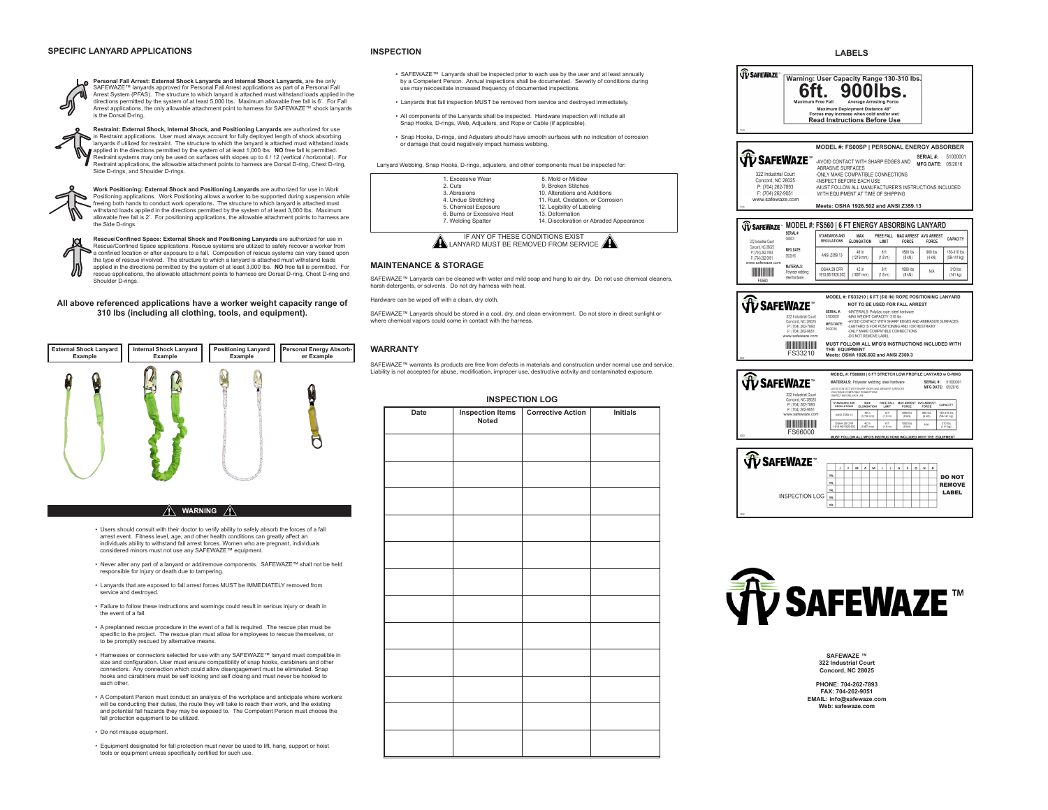## SPECIFIC LANYARD APPLICATIONS

**Personal Fall Arrest: External Shock Lanyards and Internal Shock Lanyards,** are the only SAFEWAZE™ lanyards approved for Personal Fall Arrest applications as part of a Personal Fall Arrest System (PFAS). The structure to which lanyard is attached must withstand loads applied in the directions permitted by the system of at least 5,000 lbs. Maximum allowable free fall is 6'. For Fall Arrest applications, the only allowable attachment point to harness for SAFEWAZE™ shock lanyards is the Dorsal D-ring.

**Restraint: External Shock, Internal Shock, and Positioning Lanyards** are authorized for use in Restraint applications. User must always account for fully deployed length of shock absorbing lanyards if utilized for restraint. The structure to which lanyard is attached must withstand loads applied in the directions permitted by the system of at least 1,000 lbs **NO** free fall is permitted. Restraint systems may only be used on surfaces with slopes up to 4 / 12 (vertical / horizontal). For Restraint applications, the allowable attachment points to harness are Dorsal D-ring, Chest D-ring, Side D-rings, and Shoulder D-rings.

**Work Positioning: External Shock and Positioning Lanyards** are authorized for use in Work Positioning applications. Work Positioning allows a worker to be supported during suspension while freeing both hands to conduct work operations. The structure to which lanyard is attached must withstand loads applied in the directions permitted by the system of at least 3,000 lbs. Maximum allowable free fall is 2'. For positioning applications, the allowable attachment points to harness are the Side D-rings.

**Rescue/Confined Space: External Shock and Positioning Lanyards** are authorized for use in Rescue/Confined Space applications. Rescue systems are utilized to safely recover a worker from a confined location or after exposure to a fall. Composition of rescue systems can vary based upon the type of rescue involved. The structure to which a lanyard is attached must withstand loads applied in the directions permitted by the system of at least 3,000 lbs. **NO** free fall is permitted. For rescue applications, the allowable attachment points to harness are Dorsal D-ring, Chest D-ring and Shoulder D-rings.

**All above referenced applications have a worker weight capacity range of 310 lbs (including all clothing, tools, and equipment).**

| External Shock Lanyard Example | Internal Shock Lanyard Example | Positioning Lanyard Example | Personal Energy Absorber Example |
|---|---|---|---|

### ⚠ WARNING ⚠

- Users should consult with their doctor to verify ability to safely absorb the forces of a fall arrest event. Fitness level, age, and other health conditions can greatly affect an individuals ability to withstand fall arrest forces. Women who are pregnant, individuals considered minors must not use any SAFEWAZE™ equipment.
- Never alter any part of a lanyard or add/remove components. SAFEWAZE™ shall not be held responsible for injury or death due to tampering.
- Lanyards that are exposed to fall arrest forces MUST be IMMEDIATELY removed from service and destroyed.
- Failure to follow these instructions and warnings could result in serious injury or death in the event of a fall.
- A preplanned rescue procedure in the event of a fall is required. The rescue plan must be specific to the project. The rescue plan must allow for employees to rescue themselves, or to be promptly rescued by alternative means.
- Harnesses or connectors selected for use with any SAFEWAZE™ lanyard must compatible in size and configuration. User must ensure compatibility of snap hooks, carabiners and other connectors. Any connection which could allow disengagement must be eliminated. Snap hooks and carabiners must be self locking and self closing and must never be hooked to each other.
- A Competent Person must conduct an analysis of the workplace and anticipate where workers will be conducting their duties, the route they will take to reach their work, and the existing and potential fall hazards they may be exposed to. The Competent Person must choose the fall protection equipment to be utilized.
- Do not misuse equipment.
- Equipment designated for fall protection must never be used to lift, hang, support or hoist tools or equipment unless specifically certified for such use.

## INSPECTION

- SAFEWAZE™ Lanyards shall be inspected prior to each use by the user and at least annually by a Competent Person. Annual inspections shall be documented. Severity of conditions during use may neccessitate increased frequency of documented inspections.
- Lanyards that fail inspection MUST be removed from service and destroyed immediately.
- All components of the Lanyards shall be inspected. Hardware inspection will include all Snap Hooks, D-rings, Web, Adjusters, and Rope or Cable (if applicable).
- Snap Hooks, D-rings, and Adjusters should have smooth surfaces with no indication of corrosion or damage that could negatively impact harness webbing.

Lanyard Webbing, Snap Hooks, D-rings, adjusters, and other components must be inspected for:

| | |
|---|---|
| 1. Excessive Wear | 8. Mold or Mildew |
| 2. Cuts | 9. Broken Stitches |
| 3. Abrasions | 10. Alterations and Additions |
| 4. Undue Stretching | 11. Rust, Oxidation, or Corrosion |
| 5. Chemical Exposure | 12. Legibility of Labeling |
| 6. Burns or Excessive Heat | 13. Deformation |
| 7. Welding Spatter | 14. Discoloration or Abraded Appearance |

⚠ IF ANY OF THESE CONDITIONS EXIST LANYARD MUST BE REMOVED FROM SERVICE ⚠

## MAINTENANCE & STORAGE

SAFEWAZE™ Lanyards can be cleaned with water and mild soap and hung to air dry. Do not use chemical cleaners, harsh detergents, or solvents. Do not dry harness with heat.

Hardware can be wiped off with a clean, dry cloth.

SAFEWAZE™ Lanyards should be stored in a cool, dry, and clean environment. Do not store in direct sunlight or where chemical vapors could come in contact with the harness.

## WARRANTY

SAFEWAZE™ warrants its products are free from defects in materials and construction under normal use and service. Liability is not accepted for abuse, modification, improper use, destructive activity and contaminated espouse.

### INSPECTION LOG

| Date | Inspection Items Noted | Corrective Action | Initials |
|---|---|---|---|
| | | | |
| | | | |
| | | | |
| | | | |
| | | | |
| | | | |
| | | | |
| | | | |
| | | | |
| | | | |
| | | | |
| | | | |

## LABELS

SAFEWAZE™

**Warning: User Capacity Range 130-310 lbs.**

**6ft. 900lbs.**

Maximum Free Fall — Average Arresting Force

**Maximum Deployment Distance 48"**
**Forces may increase when cold and/or wet**
**Read Instructions Before Use**

---

SAFEWAZE™

**MODEL #: FS00SP | PERSONAL ENERGY ABSORBER**

322 Industrial Court
Concord, NC 28025
P: (704) 262-7893
F: (704) 262-9051
www.safewaze.com

-AVOID CONTACT WITH SHARP EDGES AND ABRASIVE SURFACES
-ONLY MAKE COMPATIBLE CONNECTIONS
-INSPECT BEFORE EACH USE
-MUST FOLLOW ALL MANUFACTURER'S INSTRUCTIONS INCLUDED WITH EQUIPMENT AT TIME OF SHIPPING

**SERIAL #:** 51000001
**MFG DATE:** 05/2016

**Meets: OSHA 1926.502 and ANSI Z359.13**

---

SAFEWAZE™ **MODEL #: FS560 | 6 FT ENERGY ABSORBING LANYARD**

322 Industrial Court, Concord, NC 28025, P: (704) 262-7893, F: (704) 262-9051, www.safewaze.com

SERIAL #: 000001
MFG DATE: 05/2015
MATERIALS: Polyester webbing; steel hardware

FS560

| STANDARDS AND REGULATIONS | MAX ELONGATION | FREE FALL LIMIT | MAX ARREST FORCE | AVG ARREST FORCE | CAPACITY |
|---|---|---|---|---|---|
| ANSI Z359.13 | 48 in (1219 mm) | 6 ft (1.8 m) | 1800 lbs (8 kN) | 900 lbs (4 kN) | 130-310 lbs (59-141 kg) |
| OSHA 29 CFR 1910.66/1926.502 | 42 in (1067 mm) | 6 ft (1.8 m) | 1800 lbs (8 kN) | N/A | 310 lbs (141 kg) |

---

SAFEWAZE™

**MODEL #: FS33210 | 6 FT (5/8 IN) ROPE POSITIONING LANYARD**

**NOT TO BE USED FOR FALL ARREST**

322 Industrial Court
Concord, NC 28025
P: (704) 262-7893
F: (704) 262-9051
www.safewaze.com

SERIAL #: 51000001
MFG DATE: 05/2016

-MATERIALS: Polydac rope; steel hardware
-MAX WEIGHT CAPACITY: 310 lbs
-AVOID CONTACT WITH SHARP EDGES AND ABRASIVE SURFACES
-LANYARD IS FOR POSITIONING AND / OR RESTRAINT
-ONLY MAKE COMPATIBLE CONNECTIONS
-DO NOT REMOVE LABEL

**MUST FOLLOW ALL MFG'S INSTRUCTIONS INCLUDED WITH THE EQUIPMENT**
**Meets: OSHA 1926.502 and ANSI Z359.3**

FS33210

---

SAFEWAZE™

**MODEL #: FS66000 | 6 FT STRETCH LOW PROFILE LANYARD w O-RING**

**MATERIALS:** Polyester webbing; steel hardware

SERIAL #: 51000001
MFG DATE: 05/2016

322 Industrial Court
Concord, NC 28025
P: (704) 262-7893
F: (704) 262-9051
www.safewaze.com

-AVOID CONTACT WITH SHARP EDGES AND ABRASIVE SURFACES
-ONLY MAKE COMPATIBLE CONNECTIONS
-INSPECT BEFORE EACH USE

| STANDARDS AND REGULATIONS | MAX ELONGATION | FREE FALL LIMIT | MAX ARREST FORCE | AVG ARREST FORCE | CAPACITY |
|---|---|---|---|---|---|
| ANSI Z359.13 | 48 in (1219 mm) | 6 ft (1.8 m) | 1800 lbs (8 kN) | 900 lbs (4 kN) | 130-310 lbs (59-141 kg) |
| OSHA 29 CFR 1910.66/1926.502 | 42 in (1067 mm) | 6 ft (1.8 m) | 1800 lbs (8 kN) | N/A | 310 lbs (141 kg) |

**MUST FOLLOW ALL MFG'S INSTRUCTIONS INCLUDED WITH THE EQUIPMENT**

FS66000

---

SAFEWAZE™

INSPECTION LOG

| | J | F | M | A | M | J | J | A | S | O | N | D |
|---|---|---|---|---|---|---|---|---|---|---|---|---|
| 20_ | | | | | | | | | | | | |
| 20_ | | | | | | | | | | | | |
| 20_ | | | | | | | | | | | | |
| 20_ | | | | | | | | | | | | |
| 20_ | | | | | | | | | | | | |

**DO NOT REMOVE LABEL**

---

SAFEWAZE™

**SAFEWAZE ™**
**322 Industrial Court**
**Concord, NC 28025**

**PHONE: 704-262-7893**
**FAX: 704-262-9051**
**EMAIL: info@safewaze.com**
**Web: safewaze.com**